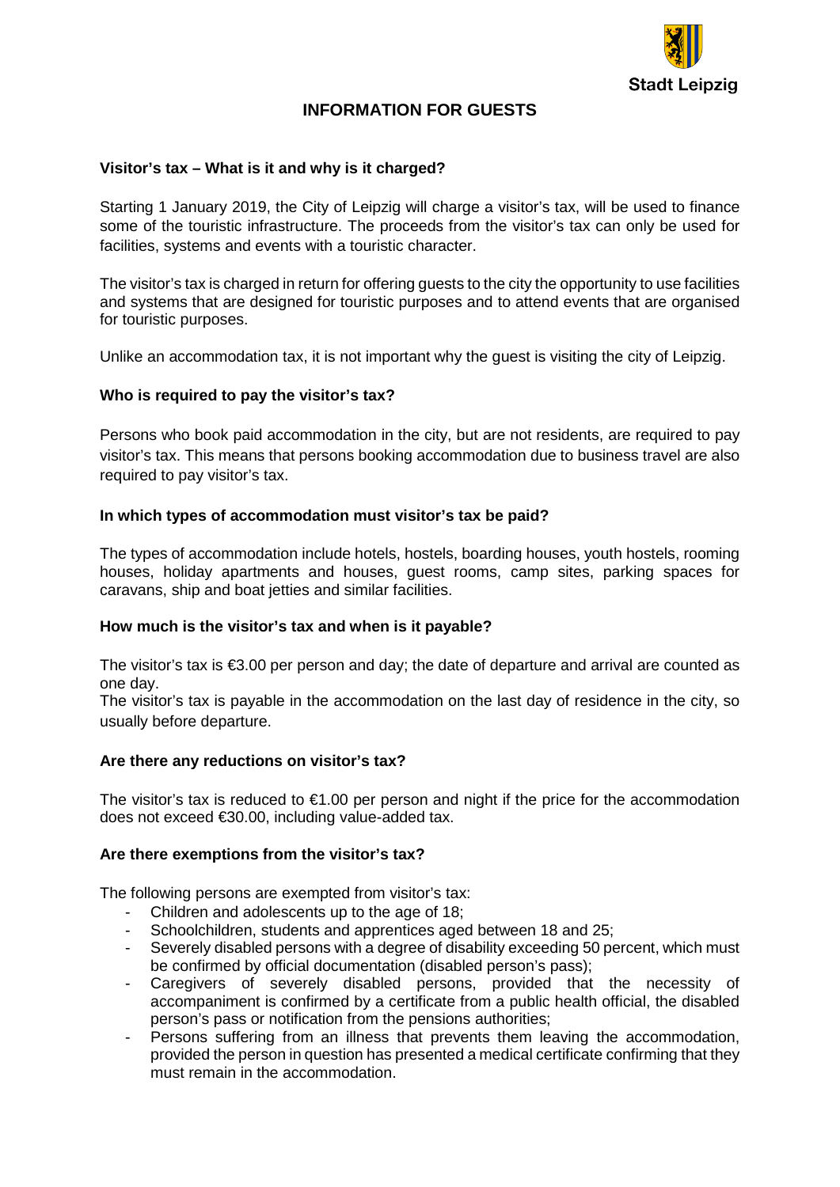Stadt Leipzig

# INFORMATION FOR GUESTS

### Visitor's tax – What is it and why is it charged?

Starting 1 January 2019, the City of Leipzig will charge a visitor's tax, will be used to finance some of the touristic infrastructure. The proceeds from the visitor's tax can only be used for facilities, systems and events with a touristic character.

The visitor's tax is charged in return for offering guests to the city the opportunity to use facilities and systems that are designed for touristic purposes and to attend events that are organised for touristic purposes.

Unlike an accommodation tax, it is not important why the guest is visiting the city of Leipzig.

### Who is required to pay the visitor's tax?

Persons who book paid accommodation in the city, but are not residents, are required to pay visitor's tax. This means that persons booking accommodation due to business travel are also required to pay visitor's tax.

### In which types of accommodation must visitor's tax be paid?

The types of accommodation include hotels, hostels, boarding houses, youth hostels, rooming houses, holiday apartments and houses, guest rooms, camp sites, parking spaces for caravans, ship and boat jetties and similar facilities.

### How much is the visitor's tax and when is it payable?

The visitor's tax is €3.00 per person and day; the date of departure and arrival are counted as one day.
The visitor's tax is payable in the accommodation on the last day of residence in the city, so usually before departure.

### Are there any reductions on visitor's tax?

The visitor's tax is reduced to €1.00 per person and night if the price for the accommodation does not exceed €30.00, including value-added tax.

### Are there exemptions from the visitor's tax?

The following persons are exempted from visitor's tax:

- Children and adolescents up to the age of 18;
- Schoolchildren, students and apprentices aged between 18 and 25;
- Severely disabled persons with a degree of disability exceeding 50 percent, which must be confirmed by official documentation (disabled person's pass);
- Caregivers of severely disabled persons, provided that the necessity of accompaniment is confirmed by a certificate from a public health official, the disabled person's pass or notification from the pensions authorities;
- Persons suffering from an illness that prevents them leaving the accommodation, provided the person in question has presented a medical certificate confirming that they must remain in the accommodation.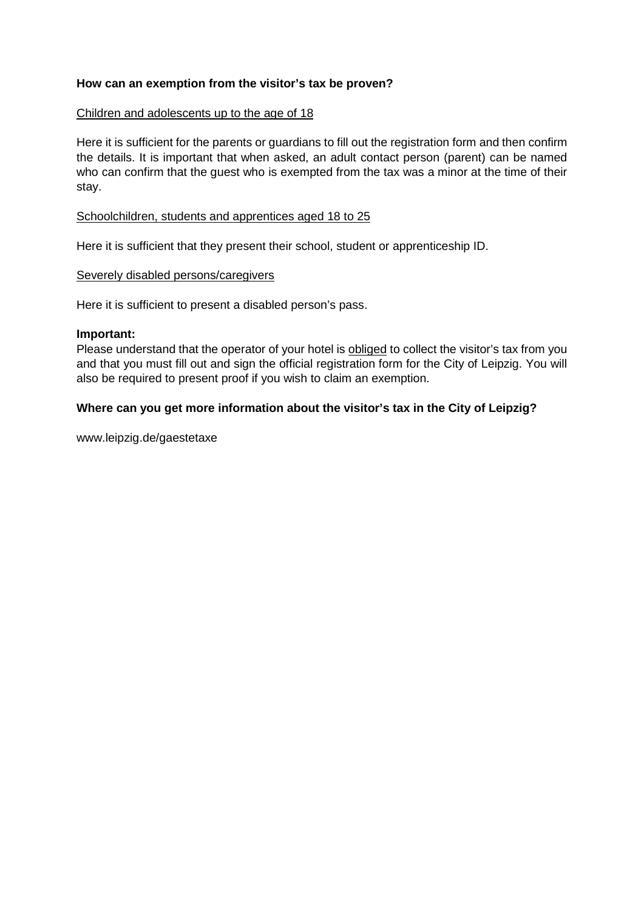**How can an exemption from the visitor's tax be proven?**

Children and adolescents up to the age of 18

Here it is sufficient for the parents or guardians to fill out the registration form and then confirm the details. It is important that when asked, an adult contact person (parent) can be named who can confirm that the guest who is exempted from the tax was a minor at the time of their stay.

Schoolchildren, students and apprentices aged 18 to 25

Here it is sufficient that they present their school, student or apprenticeship ID.

Severely disabled persons/caregivers

Here it is sufficient to present a disabled person's pass.

**Important:**
Please understand that the operator of your hotel is obliged to collect the visitor's tax from you and that you must fill out and sign the official registration form for the City of Leipzig. You will also be required to present proof if you wish to claim an exemption.

**Where can you get more information about the visitor's tax in the City of Leipzig?**

www.leipzig.de/gaestetaxe